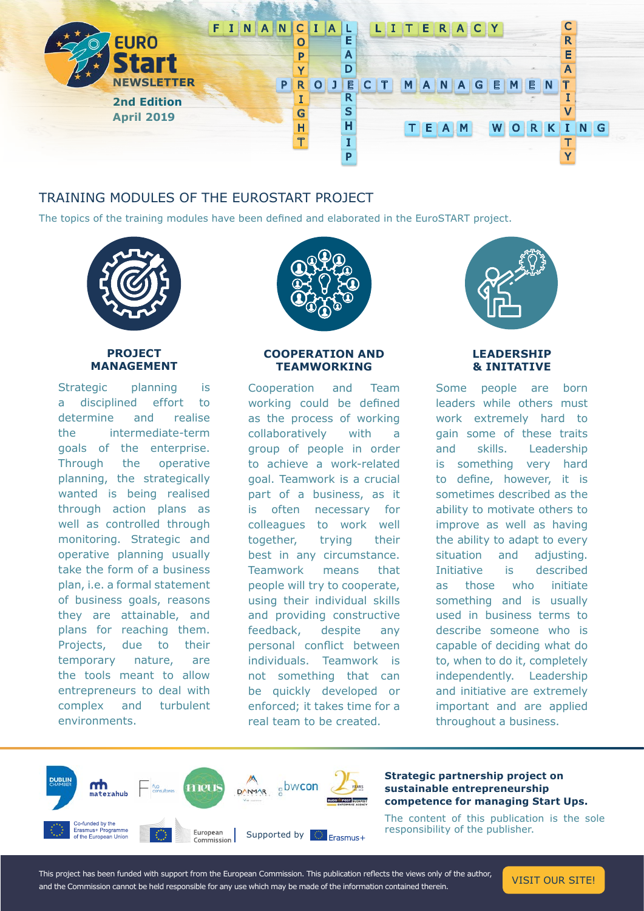EURO Start NEWSLETTER

2nd Edition
April 2019

FINANCIAL LITERACY · COPYRIGHT · LEADERSHIP · PROJECT MANAGEMENT · CREATIVITY · TEAM WORKING

# TRAINING MODULES OF THE EUROSTART PROJECT

The topics of the training modules have been defined and elaborated in the EuroSTART project.

### PROJECT MANAGEMENT

Strategic planning is a disciplined effort to determine and realise the intermediate-term goals of the enterprise. Through the operative planning, the strategically wanted is being realised through action plans as well as controlled through monitoring. Strategic and operative planning usually take the form of a business plan, i.e. a formal statement of business goals, reasons they are attainable, and plans for reaching them. Projects, due to their temporary nature, are the tools meant to allow entrepreneurs to deal with complex and turbulent environments.

### COOPERATION AND TEAMWORKING

Cooperation and Team working could be defined as the process of working collaboratively with a group of people in order to achieve a work-related goal. Teamwork is a crucial part of a business, as it is often necessary for colleagues to work well together, trying their best in any circumstance. Teamwork means that people will try to cooperate, using their individual skills and providing constructive feedback, despite any personal conflict between individuals. Teamwork is not something that can be quickly developed or enforced; it takes time for a real team to be created.

### LEADERSHIP & INITATIVE

Some people are born leaders while others must work extremely hard to gain some of these traits and skills. Leadership is something very hard to define, however, it is sometimes described as the ability to motivate others to improve as well as having the ability to adapt to every situation and adjusting. Initiative is described as those who initiate something and is usually used in business terms to describe someone who is capable of deciding what do to, when to do it, completely independently. Leadership and initiative are extremely important and are applied throughout a business.

---

Dublin Chamber · materahub · Fyg consultores · meus · DANMAR · bwcon · Budapest Enterprise Agency 25 Years

Co-funded by the Erasmus+ Programme of the European Union · European Commission · Supported by Erasmus+

**Strategic partnership project on sustainable entrepreneurship competence for managing Start Ups.**

The content of this publication is the sole responsibility of the publisher.

This project has been funded with support from the European Commission. This publication reflects the views only of the author, and the Commission cannot be held responsible for any use which may be made of the information contained therein.

VISIT OUR SITE!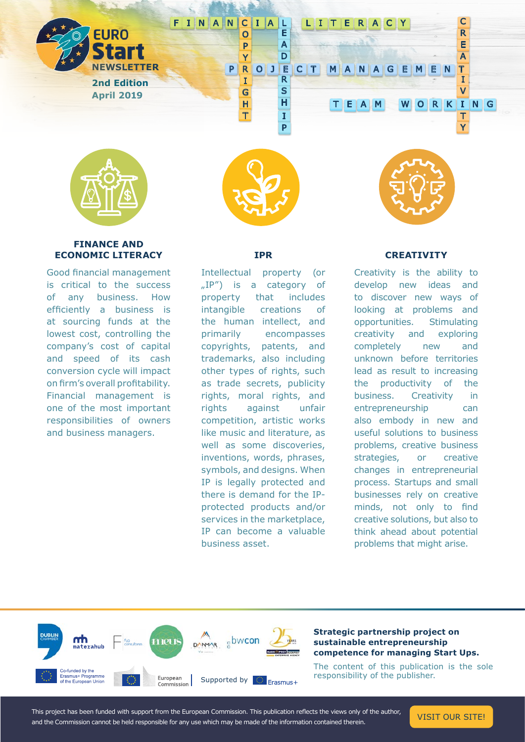**EURO Start**
**NEWSLETTER**
**2nd Edition**
**April 2019**

FINANCIAL LITERACY · COPYRIGHT · LEADERSHIP · PROJECT MANAGEMENT · TEAM WORKING · CREATIVITY

### FINANCE AND ECONOMIC LITERACY

Good financial management is critical to the success of any business. How efficiently a business is at sourcing funds at the lowest cost, controlling the company's cost of capital and speed of its cash conversion cycle will impact on firm's overall profitability. Financial management is one of the most important responsibilities of owners and business managers.

### IPR

Intellectual property (or „IP") is a category of property that includes intangible creations of the human intellect, and primarily encompasses copyrights, patents, and trademarks, also including other types of rights, such as trade secrets, publicity rights, moral rights, and rights against unfair competition, artistic works like music and literature, as well as some discoveries, inventions, words, phrases, symbols, and designs. When IP is legally protected and there is demand for the IP-protected products and/or services in the marketplace, IP can become a valuable business asset.

### CREATIVITY

Creativity is the ability to develop new ideas and to discover new ways of looking at problems and opportunities. Stimulating creativity and exploring completely new and unknown before territories lead as result to increasing the productivity of the business. Creativity in entrepreneurship can also embody in new and useful solutions to business problems, creative business strategies, or creative changes in entrepreneurial process. Startups and small businesses rely on creative minds, not only to find creative solutions, but also to think ahead about potential problems that might arise.

DUBLIN CHAMBER · materahub · F fyg consultores · meus · DANMAR · bwcon · 25 YEARS EURO INFO POINT BUDAPEST ENTERPRISE AGENCY

Co-funded by the Erasmus+ Programme of the European Union · European Commission · Supported by Erasmus+

**Strategic partnership project on sustainable entrepreneurship competence for managing Start Ups.**

The content of this publication is the sole responsibility of the publisher.

This project has been funded with support from the European Commission. This publication reflects the views only of the author, and the Commission cannot be held responsible for any use which may be made of the information contained therein.

VISIT OUR SITE!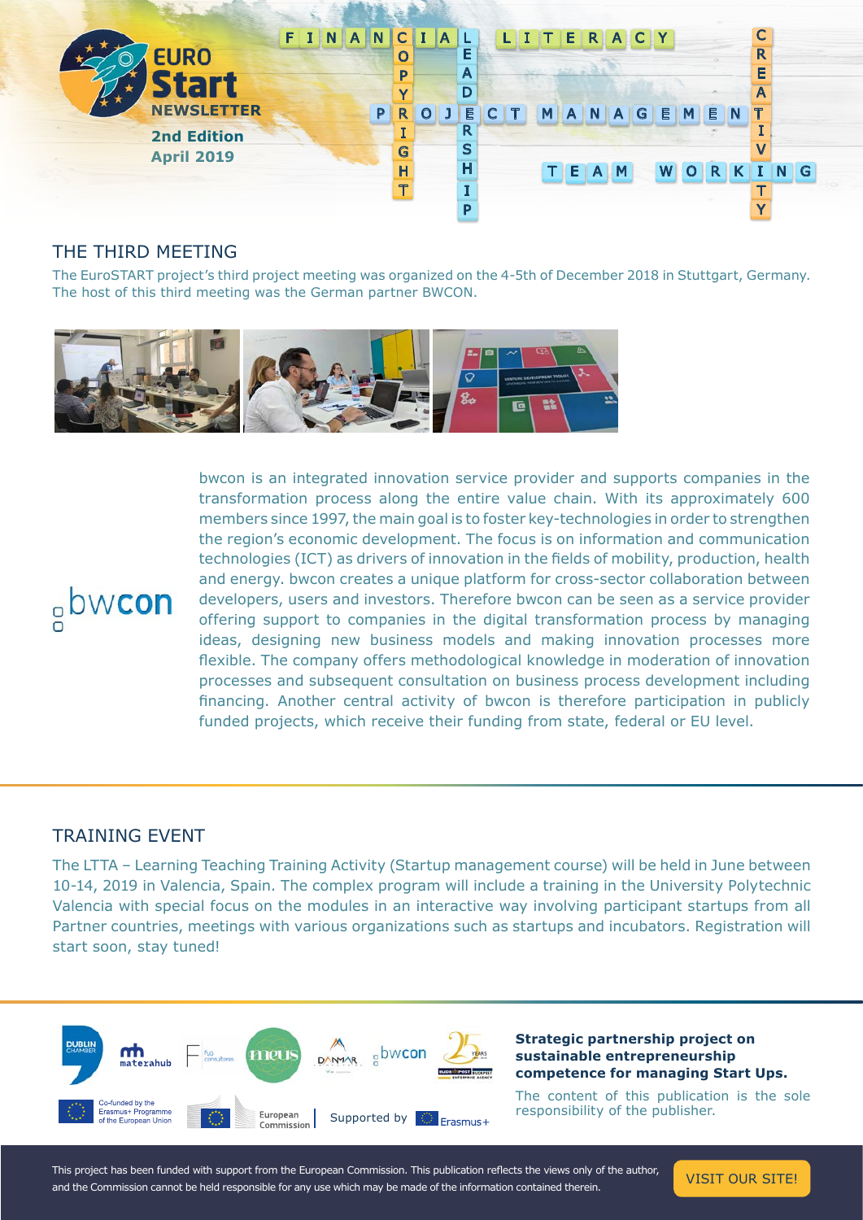EURO Start NEWSLETTER

2nd Edition
April 2019

FINANCIAL LITERACY COPYRIGHT LEADERSHIP PROJECT MANAGEMENT CREATIVITY TEAM WORKING

## THE THIRD MEETING

The EuroSTART project's third project meeting was organized on the 4-5th of December 2018 in Stuttgart, Germany. The host of this third meeting was the German partner BWCON.

bwcon

bwcon is an integrated innovation service provider and supports companies in the transformation process along the entire value chain. With its approximately 600 members since 1997, the main goal is to foster key-technologies in order to strengthen the region's economic development. The focus is on information and communication technologies (ICT) as drivers of innovation in the fields of mobility, production, health and energy. bwcon creates a unique platform for cross-sector collaboration between developers, users and investors. Therefore bwcon can be seen as a service provider offering support to companies in the digital transformation process by managing ideas, designing new business models and making innovation processes more flexible. The company offers methodological knowledge in moderation of innovation processes and subsequent consultation on business process development including financing. Another central activity of bwcon is therefore participation in publicly funded projects, which receive their funding from state, federal or EU level.

## TRAINING EVENT

The LTTA – Learning Teaching Training Activity (Startup management course) will be held in June between 10-14, 2019 in Valencia, Spain. The complex program will include a training in the University Polytechnic Valencia with special focus on the modules in an interactive way involving participant startups from all Partner countries, meetings with various organizations such as startups and incubators. Registration will start soon, stay tuned!

**Strategic partnership project on sustainable entrepreneurship competence for managing Start Ups.**

The content of this publication is the sole responsibility of the publisher.

Co-funded by the Erasmus+ Programme of the European Union

European Commission

Supported by Erasmus+

This project has been funded with support from the European Commission. This publication reflects the views only of the author, and the Commission cannot be held responsible for any use which may be made of the information contained therein.

VISIT OUR SITE!